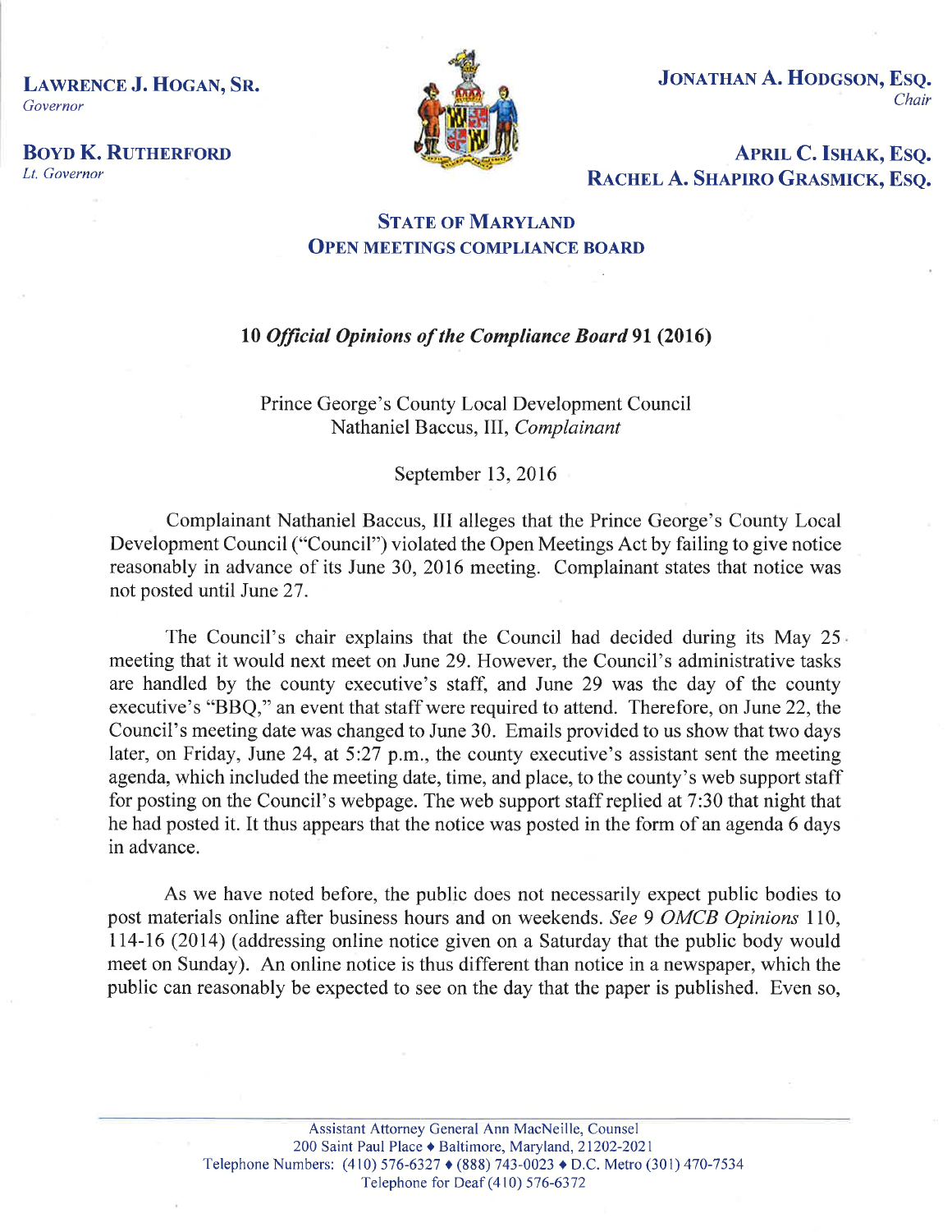**LAWRENCE J. HOGAN, SR.**
*Governor*

**BOYD K. RUTHERFORD**
*Lt. Governor*

**JONATHAN A. HODGSON, ESQ.**
*Chair*

**APRIL C. ISHAK, ESQ.**
**RACHEL A. SHAPIRO GRASMICK, ESQ.**

## STATE OF MARYLAND
## OPEN MEETINGS COMPLIANCE BOARD

### 10 *Official Opinions of the Compliance Board* 91 (2016)

Prince George's County Local Development Council
Nathaniel Baccus, III, *Complainant*

September 13, 2016

Complainant Nathaniel Baccus, III alleges that the Prince George's County Local Development Council ("Council") violated the Open Meetings Act by failing to give notice reasonably in advance of its June 30, 2016 meeting. Complainant states that notice was not posted until June 27.

The Council's chair explains that the Council had decided during its May 25 meeting that it would next meet on June 29. However, the Council's administrative tasks are handled by the county executive's staff, and June 29 was the day of the county executive's "BBQ," an event that staff were required to attend. Therefore, on June 22, the Council's meeting date was changed to June 30. Emails provided to us show that two days later, on Friday, June 24, at 5:27 p.m., the county executive's assistant sent the meeting agenda, which included the meeting date, time, and place, to the county's web support staff for posting on the Council's webpage. The web support staff replied at 7:30 that night that he had posted it. It thus appears that the notice was posted in the form of an agenda 6 days in advance.

As we have noted before, the public does not necessarily expect public bodies to post materials online after business hours and on weekends. *See* 9 *OMCB Opinions* 110, 114-16 (2014) (addressing online notice given on a Saturday that the public body would meet on Sunday). An online notice is thus different than notice in a newspaper, which the public can reasonably be expected to see on the day that the paper is published. Even so,

Assistant Attorney General Ann MacNeille, Counsel
200 Saint Paul Place ♦ Baltimore, Maryland, 21202-2021
Telephone Numbers: (410) 576-6327 ♦ (888) 743-0023 ♦ D.C. Metro (301) 470-7534
Telephone for Deaf (410) 576-6372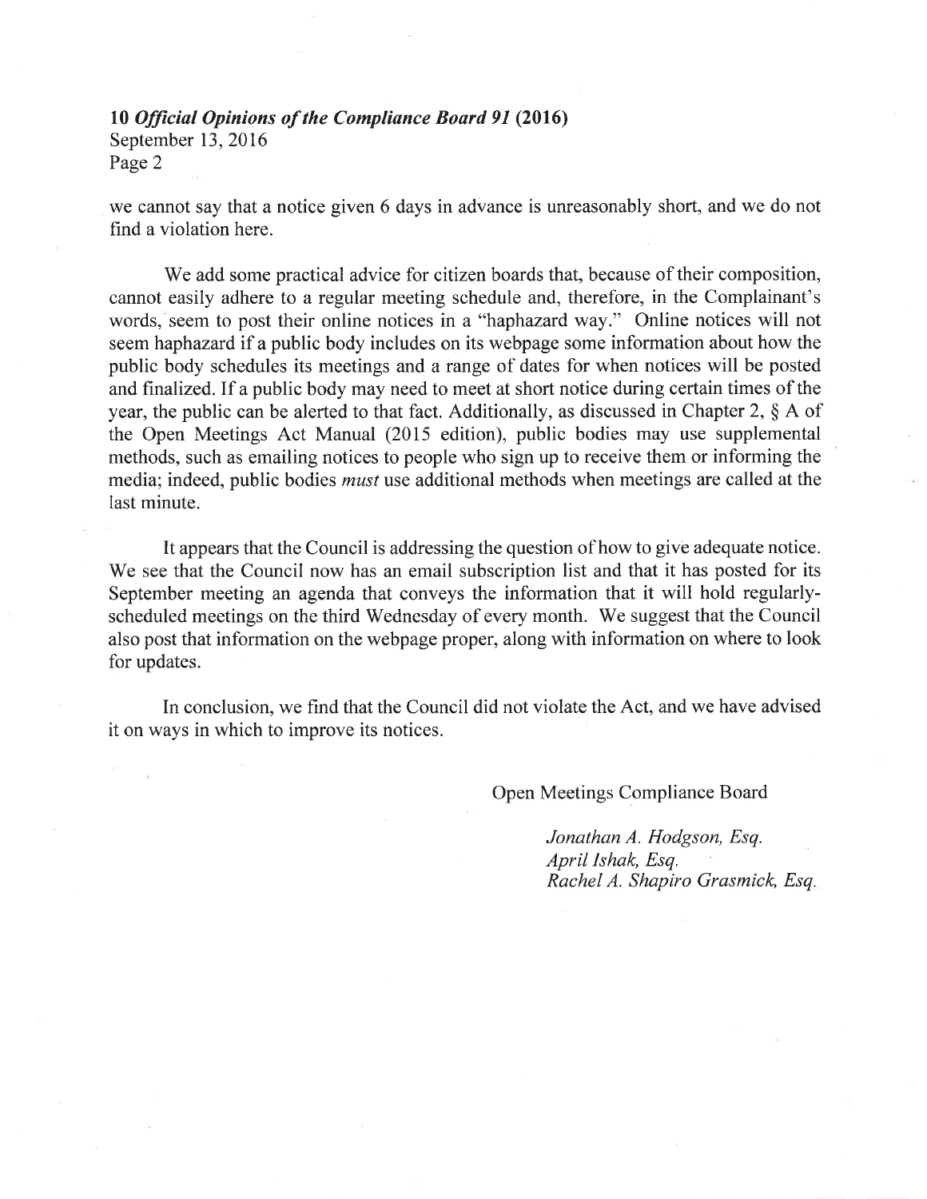we cannot say that a notice given 6 days in advance is unreasonably short, and we do not find a violation here.

We add some practical advice for citizen boards that, because of their composition, cannot easily adhere to a regular meeting schedule and, therefore, in the Complainant's words, seem to post their online notices in a "haphazard way." Online notices will not seem haphazard if a public body includes on its webpage some information about how the public body schedules its meetings and a range of dates for when notices will be posted and finalized. If a public body may need to meet at short notice during certain times of the year, the public can be alerted to that fact. Additionally, as discussed in Chapter 2, § A of the Open Meetings Act Manual (2015 edition), public bodies may use supplemental methods, such as emailing notices to people who sign up to receive them or informing the media; indeed, public bodies *must* use additional methods when meetings are called at the last minute.

It appears that the Council is addressing the question of how to give adequate notice. We see that the Council now has an email subscription list and that it has posted for its September meeting an agenda that conveys the information that it will hold regularly-scheduled meetings on the third Wednesday of every month. We suggest that the Council also post that information on the webpage proper, along with information on where to look for updates.

In conclusion, we find that the Council did not violate the Act, and we have advised it on ways in which to improve its notices.

Open Meetings Compliance Board

*Jonathan A. Hodgson, Esq.*
*April Ishak, Esq.*
*Rachel A. Shapiro Grasmick, Esq.*